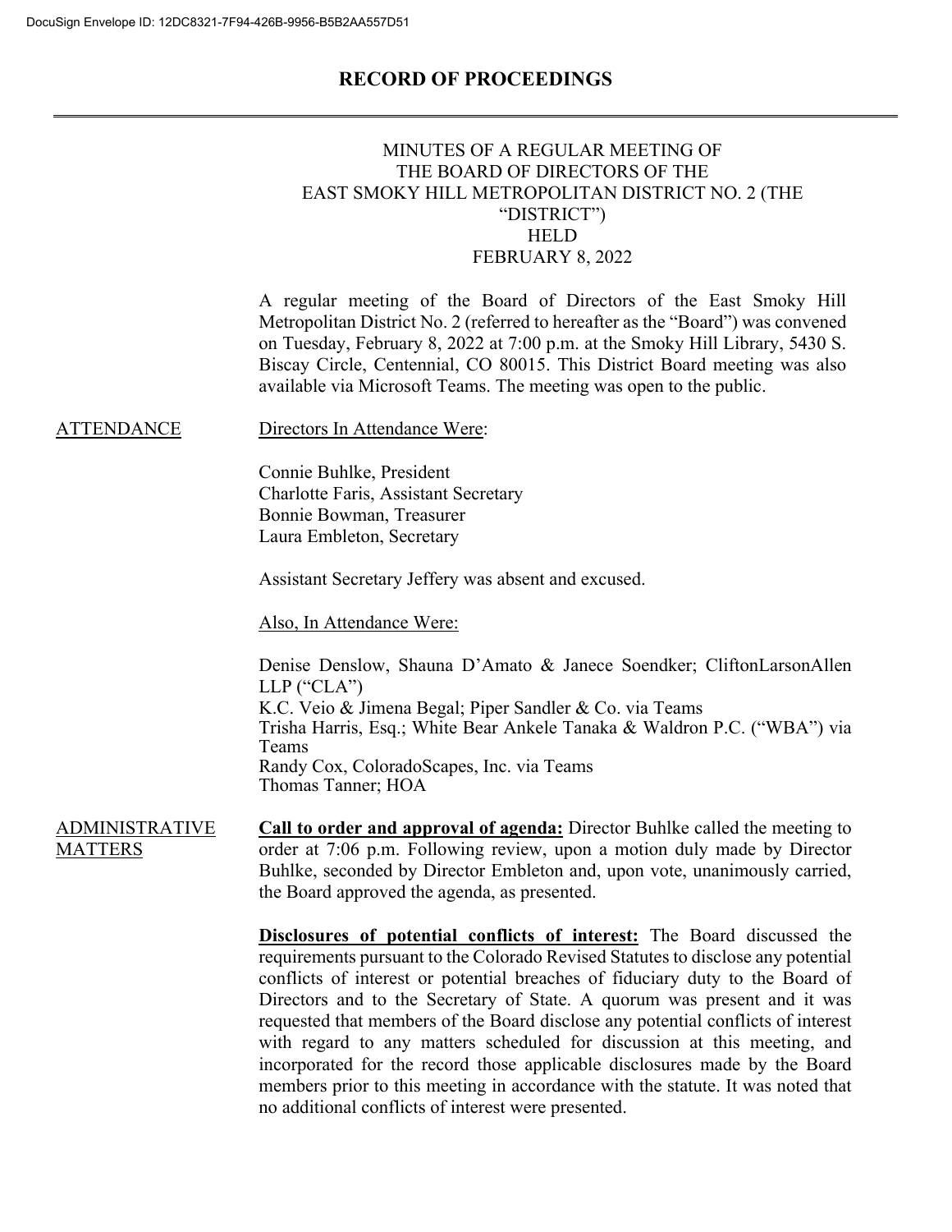DocuSign Envelope ID: 12DC8321-7F94-426B-9956-B5B2AA557D51

# RECORD OF PROCEEDINGS

MINUTES OF A REGULAR MEETING OF
THE BOARD OF DIRECTORS OF THE
EAST SMOKY HILL METROPOLITAN DISTRICT NO. 2 (THE "DISTRICT")
HELD
FEBRUARY 8, 2022

A regular meeting of the Board of Directors of the East Smoky Hill Metropolitan District No. 2 (referred to hereafter as the "Board") was convened on Tuesday, February 8, 2022 at 7:00 p.m. at the Smoky Hill Library, 5430 S. Biscay Circle, Centennial, CO 80015. This District Board meeting was also available via Microsoft Teams. The meeting was open to the public.

ATTENDANCE

Directors In Attendance Were:

Connie Buhlke, President
Charlotte Faris, Assistant Secretary
Bonnie Bowman, Treasurer
Laura Embleton, Secretary

Assistant Secretary Jeffery was absent and excused.

Also, In Attendance Were:

Denise Denslow, Shauna D'Amato & Janece Soendker; CliftonLarsonAllen LLP ("CLA")
K.C. Veio & Jimena Begal; Piper Sandler & Co. via Teams
Trisha Harris, Esq.; White Bear Ankele Tanaka & Waldron P.C. ("WBA") via Teams
Randy Cox, ColoradoScapes, Inc. via Teams
Thomas Tanner; HOA

ADMINISTRATIVE MATTERS

**Call to order and approval of agenda:** Director Buhlke called the meeting to order at 7:06 p.m. Following review, upon a motion duly made by Director Buhlke, seconded by Director Embleton and, upon vote, unanimously carried, the Board approved the agenda, as presented.

**Disclosures of potential conflicts of interest:** The Board discussed the requirements pursuant to the Colorado Revised Statutes to disclose any potential conflicts of interest or potential breaches of fiduciary duty to the Board of Directors and to the Secretary of State. A quorum was present and it was requested that members of the Board disclose any potential conflicts of interest with regard to any matters scheduled for discussion at this meeting, and incorporated for the record those applicable disclosures made by the Board members prior to this meeting in accordance with the statute. It was noted that no additional conflicts of interest were presented.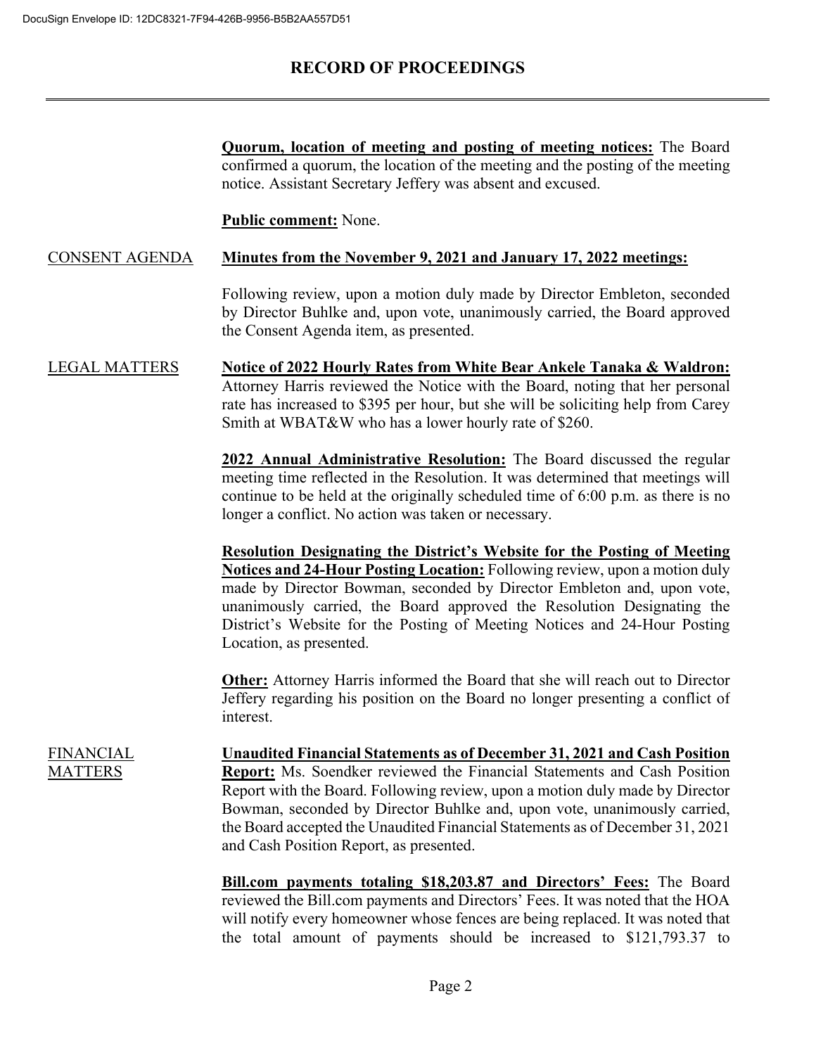**Quorum, location of meeting and posting of meeting notices:** The Board confirmed a quorum, the location of the meeting and the posting of the meeting notice. Assistant Secretary Jeffery was absent and excused.

**Public comment:** None.

CONSENT AGENDA

**Minutes from the November 9, 2021 and January 17, 2022 meetings:**

Following review, upon a motion duly made by Director Embleton, seconded by Director Buhlke and, upon vote, unanimously carried, the Board approved the Consent Agenda item, as presented.

LEGAL MATTERS

**Notice of 2022 Hourly Rates from White Bear Ankele Tanaka & Waldron:** Attorney Harris reviewed the Notice with the Board, noting that her personal rate has increased to $395 per hour, but she will be soliciting help from Carey Smith at WBAT&W who has a lower hourly rate of $260.

**2022 Annual Administrative Resolution:** The Board discussed the regular meeting time reflected in the Resolution. It was determined that meetings will continue to be held at the originally scheduled time of 6:00 p.m. as there is no longer a conflict. No action was taken or necessary.

**Resolution Designating the District's Website for the Posting of Meeting Notices and 24-Hour Posting Location:** Following review, upon a motion duly made by Director Bowman, seconded by Director Embleton and, upon vote, unanimously carried, the Board approved the Resolution Designating the District's Website for the Posting of Meeting Notices and 24-Hour Posting Location, as presented.

**Other:** Attorney Harris informed the Board that she will reach out to Director Jeffery regarding his position on the Board no longer presenting a conflict of interest.

FINANCIAL MATTERS

**Unaudited Financial Statements as of December 31, 2021 and Cash Position Report:** Ms. Soendker reviewed the Financial Statements and Cash Position Report with the Board. Following review, upon a motion duly made by Director Bowman, seconded by Director Buhlke and, upon vote, unanimously carried, the Board accepted the Unaudited Financial Statements as of December 31, 2021 and Cash Position Report, as presented.

**Bill.com payments totaling $18,203.87 and Directors' Fees:** The Board reviewed the Bill.com payments and Directors' Fees. It was noted that the HOA will notify every homeowner whose fences are being replaced. It was noted that the total amount of payments should be increased to $121,793.37 to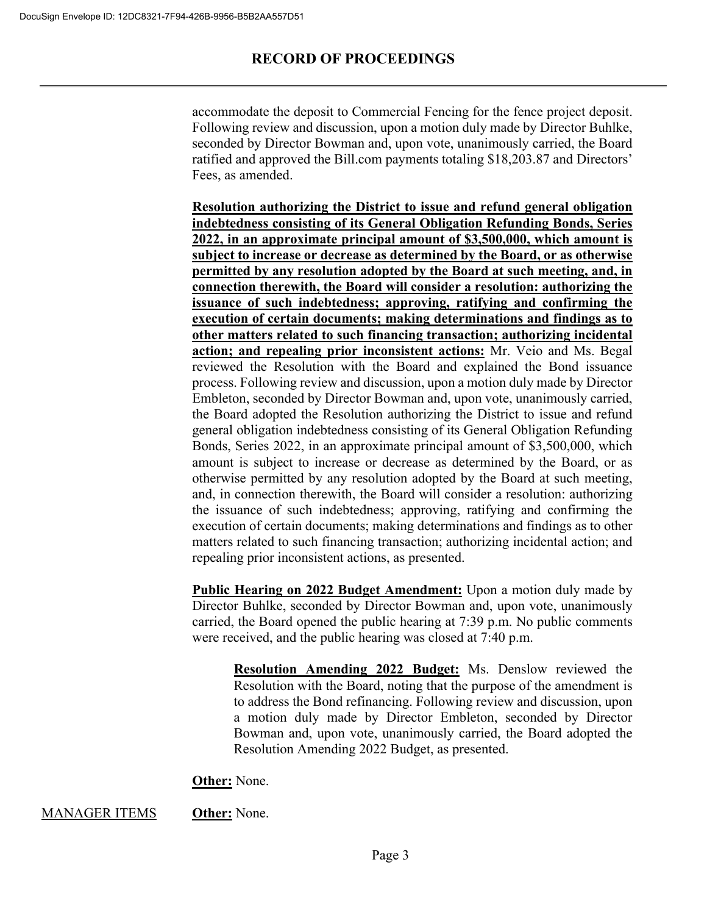accommodate the deposit to Commercial Fencing for the fence project deposit. Following review and discussion, upon a motion duly made by Director Buhlke, seconded by Director Bowman and, upon vote, unanimously carried, the Board ratified and approved the Bill.com payments totaling $18,203.87 and Directors' Fees, as amended.

**Resolution authorizing the District to issue and refund general obligation indebtedness consisting of its General Obligation Refunding Bonds, Series 2022, in an approximate principal amount of $3,500,000, which amount is subject to increase or decrease as determined by the Board, or as otherwise permitted by any resolution adopted by the Board at such meeting, and, in connection therewith, the Board will consider a resolution: authorizing the issuance of such indebtedness; approving, ratifying and confirming the execution of certain documents; making determinations and findings as to other matters related to such financing transaction; authorizing incidental action; and repealing prior inconsistent actions:** Mr. Veio and Ms. Begal reviewed the Resolution with the Board and explained the Bond issuance process. Following review and discussion, upon a motion duly made by Director Embleton, seconded by Director Bowman and, upon vote, unanimously carried, the Board adopted the Resolution authorizing the District to issue and refund general obligation indebtedness consisting of its General Obligation Refunding Bonds, Series 2022, in an approximate principal amount of $3,500,000, which amount is subject to increase or decrease as determined by the Board, or as otherwise permitted by any resolution adopted by the Board at such meeting, and, in connection therewith, the Board will consider a resolution: authorizing the issuance of such indebtedness; approving, ratifying and confirming the execution of certain documents; making determinations and findings as to other matters related to such financing transaction; authorizing incidental action; and repealing prior inconsistent actions, as presented.

**Public Hearing on 2022 Budget Amendment:** Upon a motion duly made by Director Buhlke, seconded by Director Bowman and, upon vote, unanimously carried, the Board opened the public hearing at 7:39 p.m. No public comments were received, and the public hearing was closed at 7:40 p.m.

> **Resolution Amending 2022 Budget:** Ms. Denslow reviewed the Resolution with the Board, noting that the purpose of the amendment is to address the Bond refinancing. Following review and discussion, upon a motion duly made by Director Embleton, seconded by Director Bowman and, upon vote, unanimously carried, the Board adopted the Resolution Amending 2022 Budget, as presented.

**Other:** None.

MANAGER ITEMS

**Other:** None.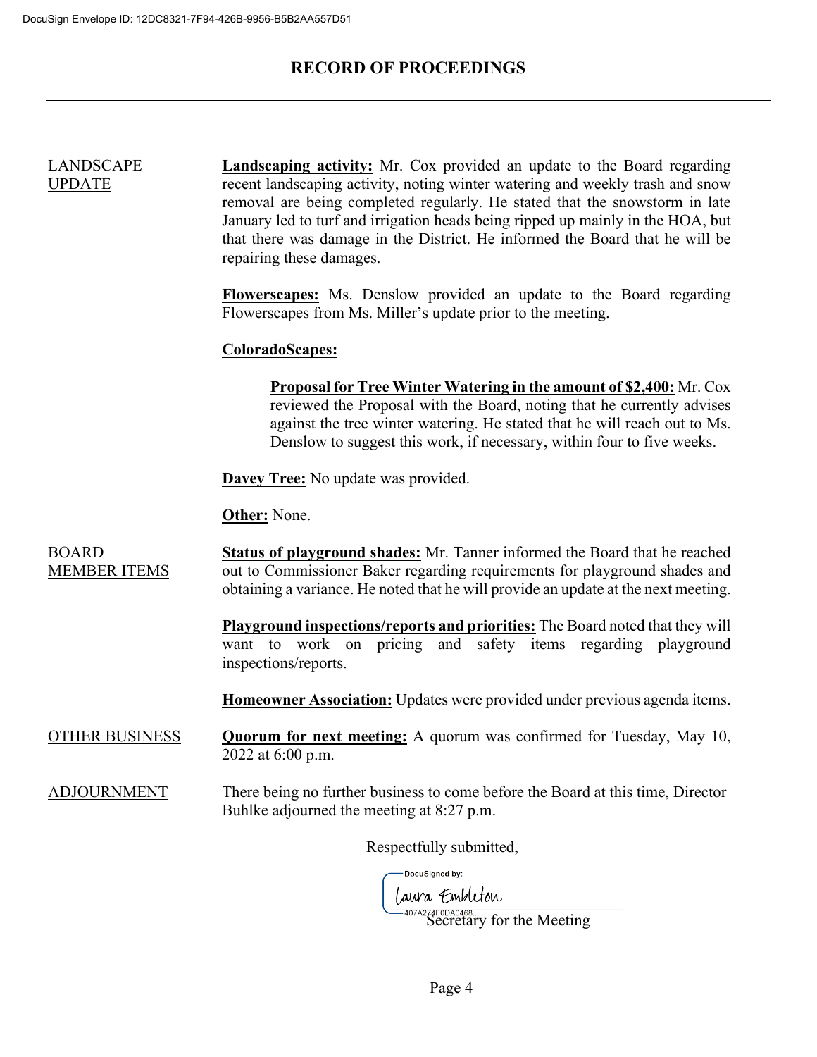# RECORD OF PROCEEDINGS

LANDSCAPE UPDATE

**Landscaping activity:** Mr. Cox provided an update to the Board regarding recent landscaping activity, noting winter watering and weekly trash and snow removal are being completed regularly. He stated that the snowstorm in late January led to turf and irrigation heads being ripped up mainly in the HOA, but that there was damage in the District. He informed the Board that he will be repairing these damages.

**Flowerscapes:** Ms. Denslow provided an update to the Board regarding Flowerscapes from Ms. Miller's update prior to the meeting.

**ColoradoScapes:**

> **Proposal for Tree Winter Watering in the amount of $2,400:** Mr. Cox reviewed the Proposal with the Board, noting that he currently advises against the tree winter watering. He stated that he will reach out to Ms. Denslow to suggest this work, if necessary, within four to five weeks.

**Davey Tree:** No update was provided.

**Other:** None.

BOARD MEMBER ITEMS

**Status of playground shades:** Mr. Tanner informed the Board that he reached out to Commissioner Baker regarding requirements for playground shades and obtaining a variance. He noted that he will provide an update at the next meeting.

**Playground inspections/reports and priorities:** The Board noted that they will want to work on pricing and safety items regarding playground inspections/reports.

**Homeowner Association:** Updates were provided under previous agenda items.

OTHER BUSINESS

**Quorum for next meeting:** A quorum was confirmed for Tuesday, May 10, 2022 at 6:00 p.m.

ADJOURNMENT

There being no further business to come before the Board at this time, Director Buhlke adjourned the meeting at 8:27 p.m.

Respectfully submitted,

DocuSigned by:
Laura Embleton
407A274F0DA0468...
Secretary for the Meeting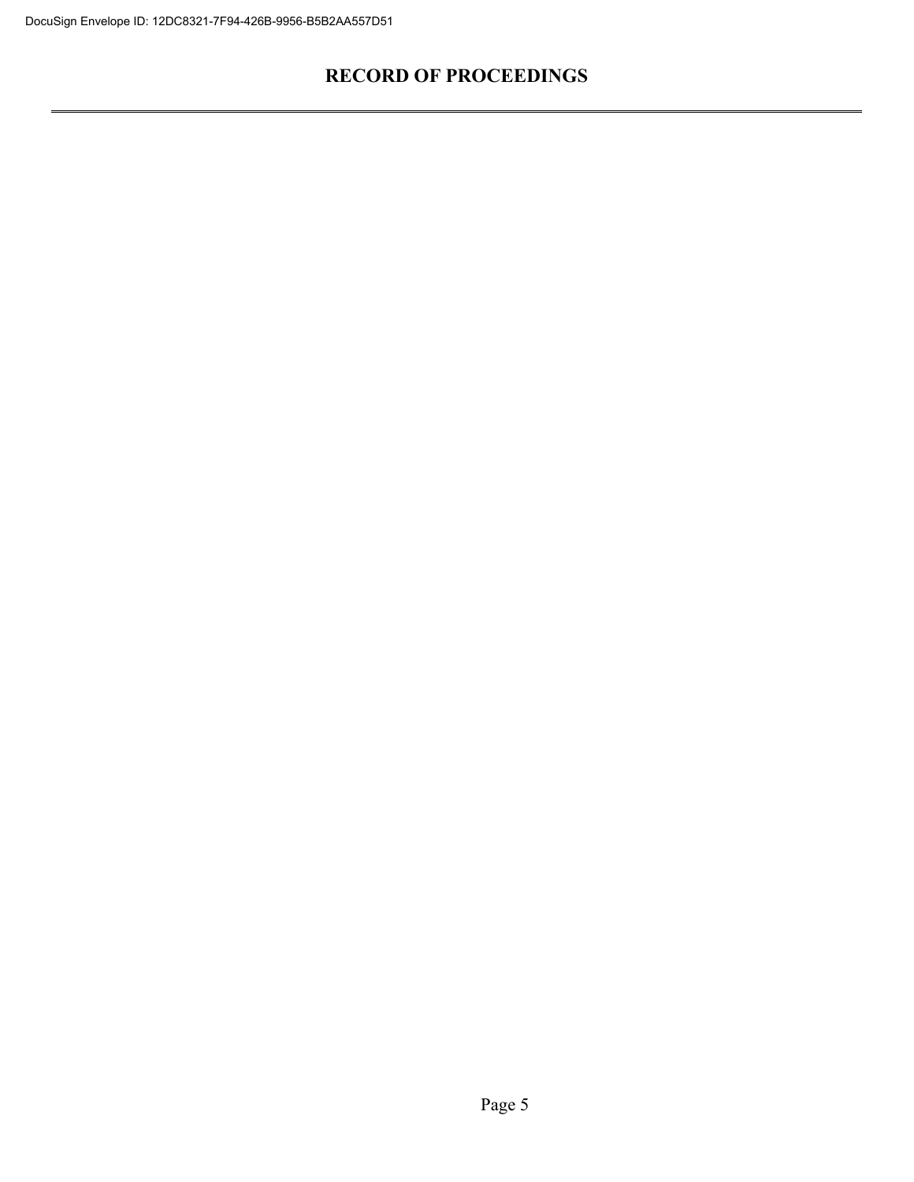# RECORD OF PROCEEDINGS